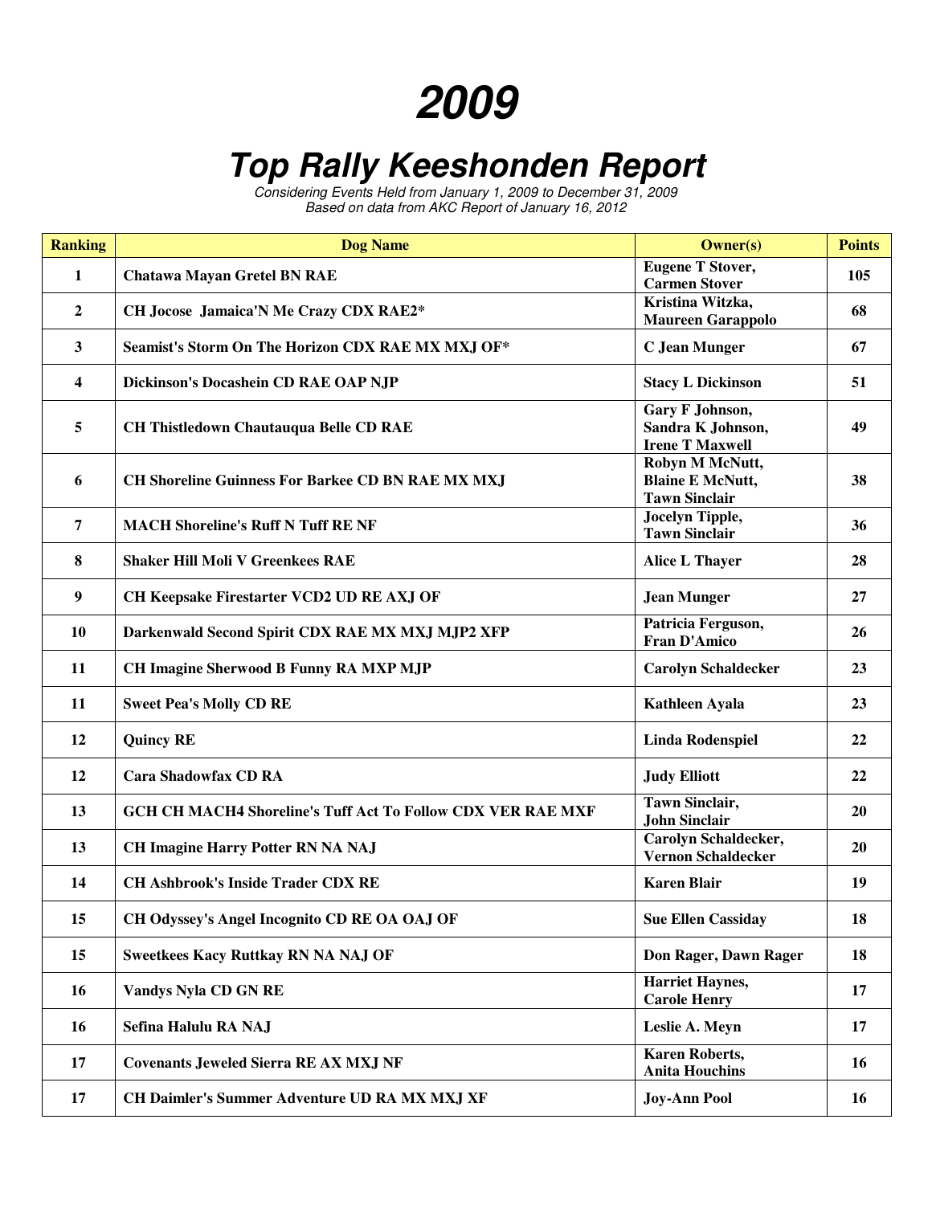# 2009

## Top Rally Keeshonden Report

*Considering Events Held from January 1, 2009 to December 31, 2009*
*Based on data from AKC Report of January 16, 2012*

| Ranking | Dog Name | Owner(s) | Points |
|---|---|---|---|
| 1 | Chatawa Mayan Gretel BN RAE | Eugene T Stover, Carmen Stover | 105 |
| 2 | CH Jocose Jamaica'N Me Crazy CDX RAE2* | Kristina Witzka, Maureen Garappolo | 68 |
| 3 | Seamist's Storm On The Horizon CDX RAE MX MXJ OF* | C Jean Munger | 67 |
| 4 | Dickinson's Docashein CD RAE OAP NJP | Stacy L Dickinson | 51 |
| 5 | CH Thistledown Chautauqua Belle CD RAE | Gary F Johnson, Sandra K Johnson, Irene T Maxwell | 49 |
| 6 | CH Shoreline Guinness For Barkee CD BN RAE MX MXJ | Robyn M McNutt, Blaine E McNutt, Tawn Sinclair | 38 |
| 7 | MACH Shoreline's Ruff N Tuff RE NF | Jocelyn Tipple, Tawn Sinclair | 36 |
| 8 | Shaker Hill Moli V Greenkees RAE | Alice L Thayer | 28 |
| 9 | CH Keepsake Firestarter VCD2 UD RE AXJ OF | Jean Munger | 27 |
| 10 | Darkenwald Second Spirit CDX RAE MX MXJ MJP2 XFP | Patricia Ferguson, Fran D'Amico | 26 |
| 11 | CH Imagine Sherwood B Funny RA MXP MJP | Carolyn Schaldecker | 23 |
| 11 | Sweet Pea's Molly CD RE | Kathleen Ayala | 23 |
| 12 | Quincy RE | Linda Rodenspiel | 22 |
| 12 | Cara Shadowfax CD RA | Judy Elliott | 22 |
| 13 | GCH CH MACH4 Shoreline's Tuff Act To Follow CDX VER RAE MXF | Tawn Sinclair, John Sinclair | 20 |
| 13 | CH Imagine Harry Potter RN NA NAJ | Carolyn Schaldecker, Vernon Schaldecker | 20 |
| 14 | CH Ashbrook's Inside Trader CDX RE | Karen Blair | 19 |
| 15 | CH Odyssey's Angel Incognito CD RE OA OAJ OF | Sue Ellen Cassiday | 18 |
| 15 | Sweetkees Kacy Ruttkay RN NA NAJ OF | Don Rager, Dawn Rager | 18 |
| 16 | Vandys Nyla CD GN RE | Harriet Haynes, Carole Henry | 17 |
| 16 | Sefina Halulu RA NAJ | Leslie A. Meyn | 17 |
| 17 | Covenants Jeweled Sierra RE AX MXJ NF | Karen Roberts, Anita Houchins | 16 |
| 17 | CH Daimler's Summer Adventure UD RA MX MXJ XF | Joy-Ann Pool | 16 |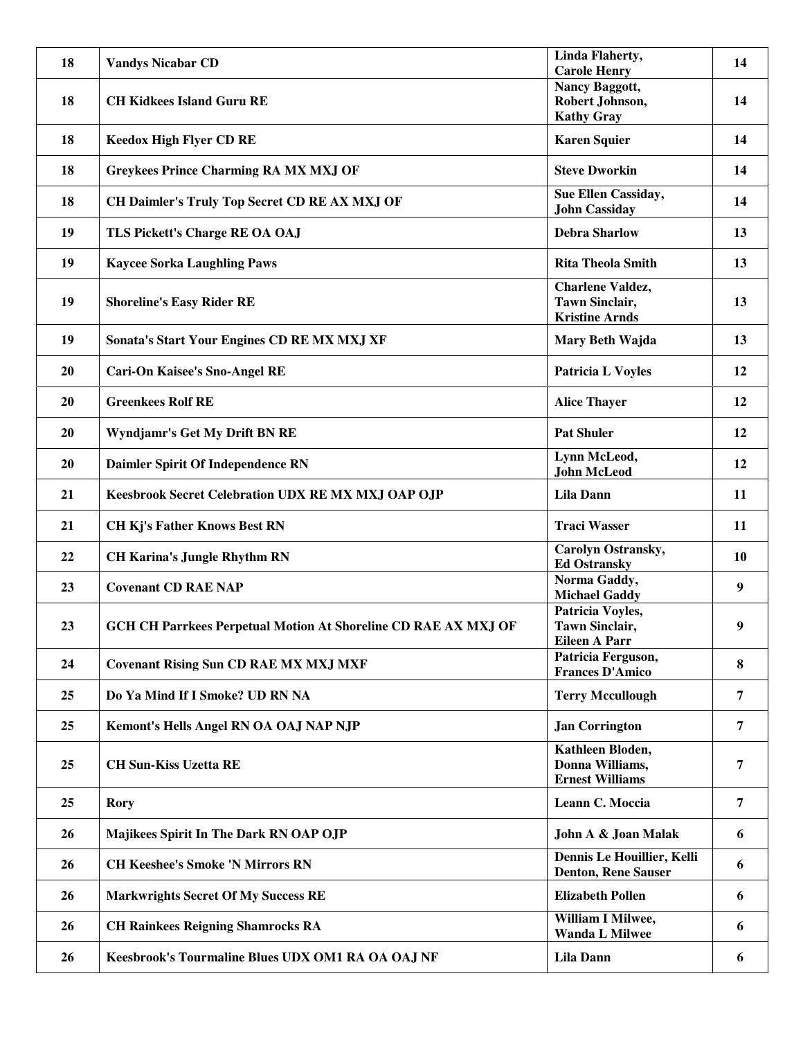| | | | |
|---|---|---|---|
| 18 | Vandys Nicabar CD | Linda Flaherty, Carole Henry | 14 |
| 18 | CH Kidkees Island Guru RE | Nancy Baggott, Robert Johnson, Kathy Gray | 14 |
| 18 | Keedox High Flyer CD RE | Karen Squier | 14 |
| 18 | Greykees Prince Charming RA MX MXJ OF | Steve Dworkin | 14 |
| 18 | CH Daimler's Truly Top Secret CD RE AX MXJ OF | Sue Ellen Cassiday, John Cassiday | 14 |
| 19 | TLS Pickett's Charge RE OA OAJ | Debra Sharlow | 13 |
| 19 | Kaycee Sorka Laughling Paws | Rita Theola Smith | 13 |
| 19 | Shoreline's Easy Rider RE | Charlene Valdez, Tawn Sinclair, Kristine Arnds | 13 |
| 19 | Sonata's Start Your Engines CD RE MX MXJ XF | Mary Beth Wajda | 13 |
| 20 | Cari-On Kaisee's Sno-Angel RE | Patricia L Voyles | 12 |
| 20 | Greenkees Rolf RE | Alice Thayer | 12 |
| 20 | Wyndjamr's Get My Drift BN RE | Pat Shuler | 12 |
| 20 | Daimler Spirit Of Independence RN | Lynn McLeod, John McLeod | 12 |
| 21 | Keesbrook Secret Celebration UDX RE MX MXJ OAP OJP | Lila Dann | 11 |
| 21 | CH Kj's Father Knows Best RN | Traci Wasser | 11 |
| 22 | CH Karina's Jungle Rhythm RN | Carolyn Ostransky, Ed Ostransky | 10 |
| 23 | Covenant CD RAE NAP | Norma Gaddy, Michael Gaddy | 9 |
| 23 | GCH CH Parrkees Perpetual Motion At Shoreline CD RAE AX MXJ OF | Patricia Voyles, Tawn Sinclair, Eileen A Parr | 9 |
| 24 | Covenant Rising Sun CD RAE MX MXJ MXF | Patricia Ferguson, Frances D'Amico | 8 |
| 25 | Do Ya Mind If I Smoke? UD RN NA | Terry Mccullough | 7 |
| 25 | Kemont's Hells Angel RN OA OAJ NAP NJP | Jan Corrington | 7 |
| 25 | CH Sun-Kiss Uzetta RE | Kathleen Bloden, Donna Williams, Ernest Williams | 7 |
| 25 | Rory | Leann C. Moccia | 7 |
| 26 | Majikees Spirit In The Dark RN OAP OJP | John A & Joan Malak | 6 |
| 26 | CH Keeshee's Smoke 'N Mirrors RN | Dennis Le Houillier, Kelli Denton, Rene Sauser | 6 |
| 26 | Markwrights Secret Of My Success RE | Elizabeth Pollen | 6 |
| 26 | CH Rainkees Reigning Shamrocks RA | William I Milwee, Wanda L Milwee | 6 |
| 26 | Keesbrook's Tourmaline Blues UDX OM1 RA OA OAJ NF | Lila Dann | 6 |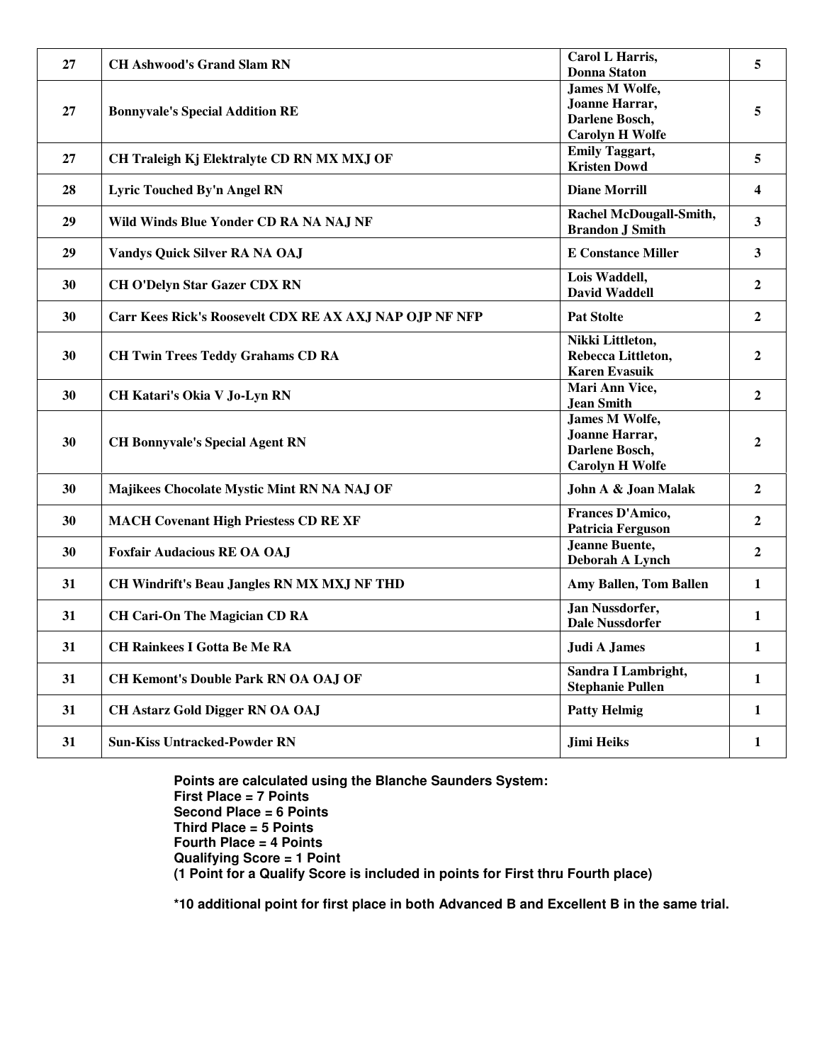| 27 | CH Ashwood's Grand Slam RN | Carol L Harris, Donna Staton | 5 |
|---|---|---|---|
| 27 | Bonnyvale's Special Addition RE | James M Wolfe, Joanne Harrar, Darlene Bosch, Carolyn H Wolfe | 5 |
| 27 | CH Traleigh Kj Elektralyte CD RN MX MXJ OF | Emily Taggart, Kristen Dowd | 5 |
| 28 | Lyric Touched By'n Angel RN | Diane Morrill | 4 |
| 29 | Wild Winds Blue Yonder CD RA NA NAJ NF | Rachel McDougall-Smith, Brandon J Smith | 3 |
| 29 | Vandys Quick Silver RA NA OAJ | E Constance Miller | 3 |
| 30 | CH O'Delyn Star Gazer CDX RN | Lois Waddell, David Waddell | 2 |
| 30 | Carr Kees Rick's Roosevelt CDX RE AX AXJ NAP OJP NF NFP | Pat Stolte | 2 |
| 30 | CH Twin Trees Teddy Grahams CD RA | Nikki Littleton, Rebecca Littleton, Karen Evasuik | 2 |
| 30 | CH Katari's Okia V Jo-Lyn RN | Mari Ann Vice, Jean Smith | 2 |
| 30 | CH Bonnyvale's Special Agent RN | James M Wolfe, Joanne Harrar, Darlene Bosch, Carolyn H Wolfe | 2 |
| 30 | Majikees Chocolate Mystic Mint RN NA NAJ OF | John A & Joan Malak | 2 |
| 30 | MACH Covenant High Priestess CD RE XF | Frances D'Amico, Patricia Ferguson | 2 |
| 30 | Foxfair Audacious RE OA OAJ | Jeanne Buente, Deborah A Lynch | 2 |
| 31 | CH Windrift's Beau Jangles RN MX MXJ NF THD | Amy Ballen, Tom Ballen | 1 |
| 31 | CH Cari-On The Magician CD RA | Jan Nussdorfer, Dale Nussdorfer | 1 |
| 31 | CH Rainkees I Gotta Be Me RA | Judi A James | 1 |
| 31 | CH Kemont's Double Park RN OA OAJ OF | Sandra I Lambright, Stephanie Pullen | 1 |
| 31 | CH Astarz Gold Digger RN OA OAJ | Patty Helmig | 1 |
| 31 | Sun-Kiss Untracked-Powder RN | Jimi Heiks | 1 |

**Points are calculated using the Blanche Saunders System:**
**First Place = 7 Points**
**Second Place = 6 Points**
**Third Place = 5 Points**
**Fourth Place = 4 Points**
**Qualifying Score = 1 Point**
**(1 Point for a Qualify Score is included in points for First thru Fourth place)**

**\*10 additional point for first place in both Advanced B and Excellent B in the same trial.**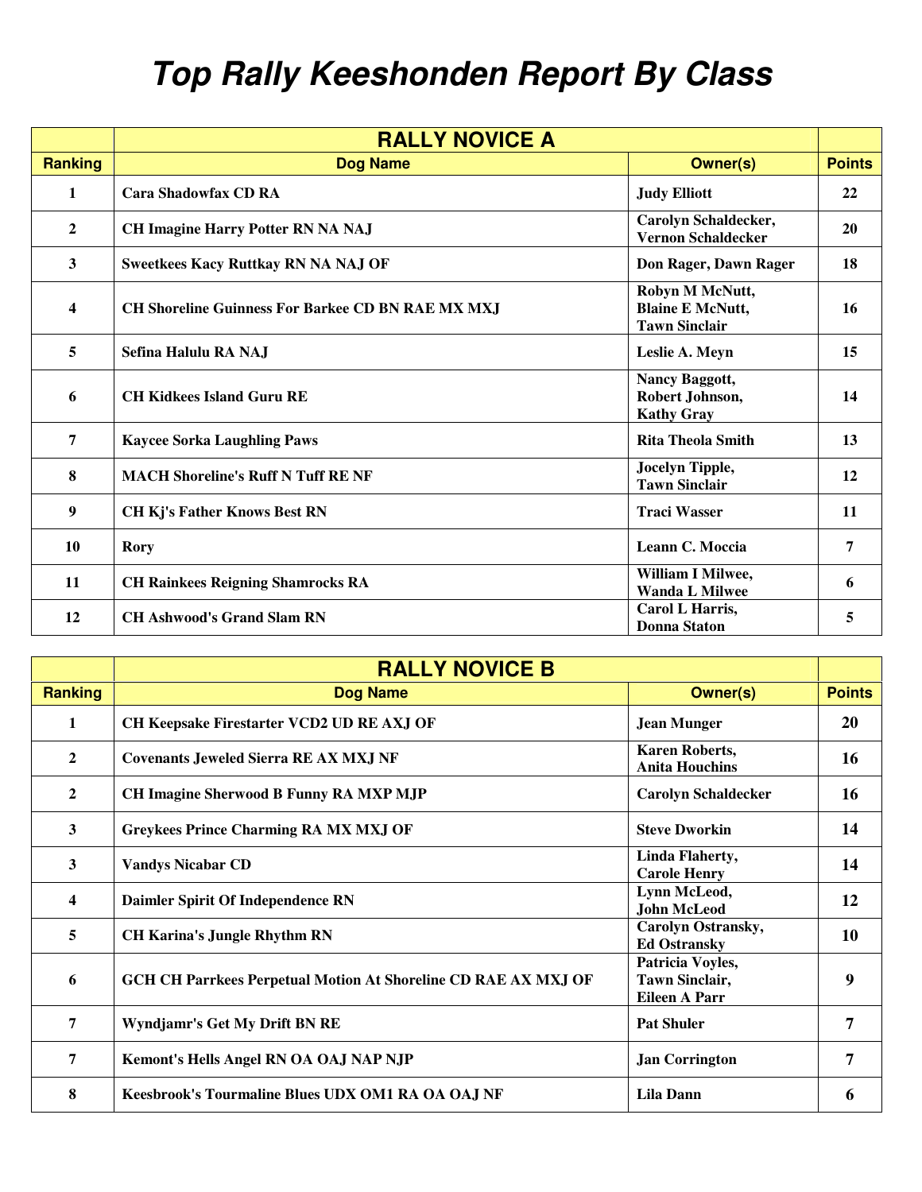# Top Rally Keeshonden Report By Class

| | RALLY NOVICE A | | |
|---|---|---|---|
| **Ranking** | **Dog Name** | **Owner(s)** | **Points** |
| 1 | Cara Shadowfax CD RA | Judy Elliott | 22 |
| 2 | CH Imagine Harry Potter RN NA NAJ | Carolyn Schaldecker, Vernon Schaldecker | 20 |
| 3 | Sweetkees Kacy Ruttkay RN NA NAJ OF | Don Rager, Dawn Rager | 18 |
| 4 | CH Shoreline Guinness For Barkee CD BN RAE MX MXJ | Robyn M McNutt, Blaine E McNutt, Tawn Sinclair | 16 |
| 5 | Sefina Halulu RA NAJ | Leslie A. Meyn | 15 |
| 6 | CH Kidkees Island Guru RE | Nancy Baggott, Robert Johnson, Kathy Gray | 14 |
| 7 | Kaycee Sorka Laughling Paws | Rita Theola Smith | 13 |
| 8 | MACH Shoreline's Ruff N Tuff RE NF | Jocelyn Tipple, Tawn Sinclair | 12 |
| 9 | CH Kj's Father Knows Best RN | Traci Wasser | 11 |
| 10 | Rory | Leann C. Moccia | 7 |
| 11 | CH Rainkees Reigning Shamrocks RA | William I Milwee, Wanda L Milwee | 6 |
| 12 | CH Ashwood's Grand Slam RN | Carol L Harris, Donna Staton | 5 |

| | RALLY NOVICE B | | |
|---|---|---|---|
| **Ranking** | **Dog Name** | **Owner(s)** | **Points** |
| 1 | CH Keepsake Firestarter VCD2 UD RE AXJ OF | Jean Munger | 20 |
| 2 | Covenants Jeweled Sierra RE AX MXJ NF | Karen Roberts, Anita Houchins | 16 |
| 2 | CH Imagine Sherwood B Funny RA MXP MJP | Carolyn Schaldecker | 16 |
| 3 | Greykees Prince Charming RA MX MXJ OF | Steve Dworkin | 14 |
| 3 | Vandys Nicabar CD | Linda Flaherty, Carole Henry | 14 |
| 4 | Daimler Spirit Of Independence RN | Lynn McLeod, John McLeod | 12 |
| 5 | CH Karina's Jungle Rhythm RN | Carolyn Ostransky, Ed Ostransky | 10 |
| 6 | GCH CH Parrkees Perpetual Motion At Shoreline CD RAE AX MXJ OF | Patricia Voyles, Tawn Sinclair, Eileen A Parr | 9 |
| 7 | Wyndjamr's Get My Drift BN RE | Pat Shuler | 7 |
| 7 | Kemont's Hells Angel RN OA OAJ NAP NJP | Jan Corrington | 7 |
| 8 | Keesbrook's Tourmaline Blues UDX OM1 RA OA OAJ NF | Lila Dann | 6 |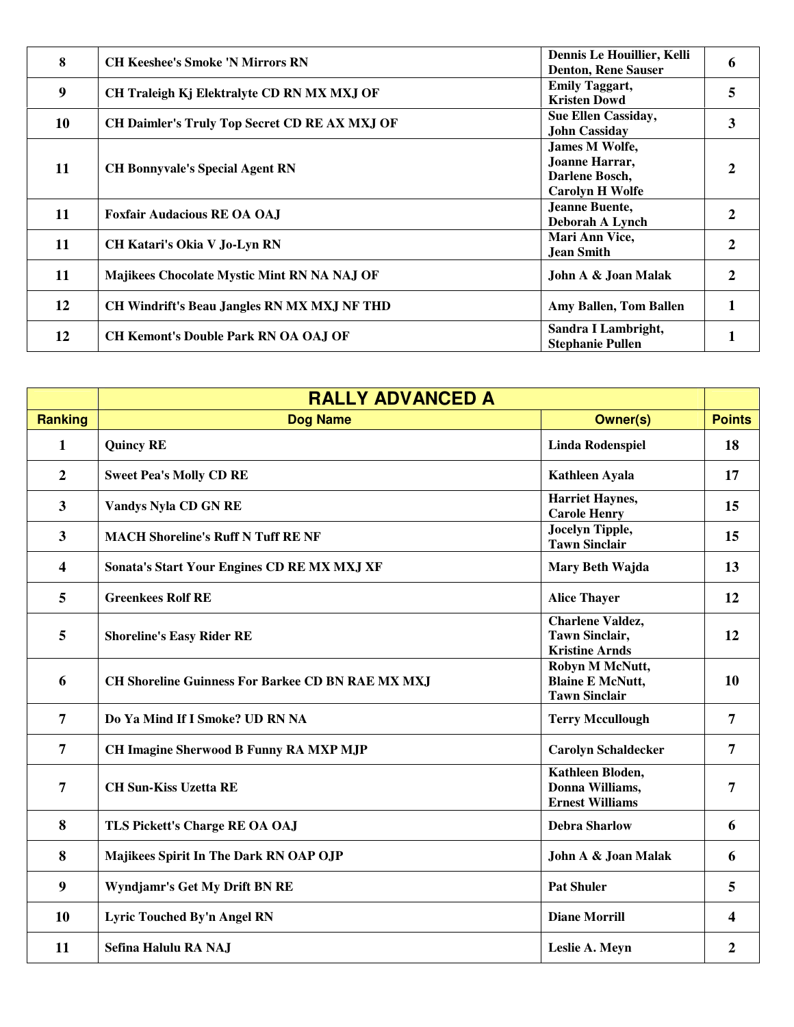| | | | |
|---|---|---|---|
| 8 | CH Keeshee's Smoke 'N Mirrors RN | Dennis Le Houillier, Kelli Denton, Rene Sauser | 6 |
| 9 | CH Traleigh Kj Elektralyte CD RN MX MXJ OF | Emily Taggart, Kristen Dowd | 5 |
| 10 | CH Daimler's Truly Top Secret CD RE AX MXJ OF | Sue Ellen Cassiday, John Cassiday | 3 |
| 11 | CH Bonnyvale's Special Agent RN | James M Wolfe, Joanne Harrar, Darlene Bosch, Carolyn H Wolfe | 2 |
| 11 | Foxfair Audacious RE OA OAJ | Jeanne Buente, Deborah A Lynch | 2 |
| 11 | CH Katari's Okia V Jo-Lyn RN | Mari Ann Vice, Jean Smith | 2 |
| 11 | Majikees Chocolate Mystic Mint RN NA NAJ OF | John A & Joan Malak | 2 |
| 12 | CH Windrift's Beau Jangles RN MX MXJ NF THD | Amy Ballen, Tom Ballen | 1 |
| 12 | CH Kemont's Double Park RN OA OAJ OF | Sandra I Lambright, Stephanie Pullen | 1 |

| | RALLY ADVANCED A | | |
|---|---|---|---|
| **Ranking** | **Dog Name** | **Owner(s)** | **Points** |
| 1 | Quincy RE | Linda Rodenspiel | 18 |
| 2 | Sweet Pea's Molly CD RE | Kathleen Ayala | 17 |
| 3 | Vandys Nyla CD GN RE | Harriet Haynes, Carole Henry | 15 |
| 3 | MACH Shoreline's Ruff N Tuff RE NF | Jocelyn Tipple, Tawn Sinclair | 15 |
| 4 | Sonata's Start Your Engines CD RE MX MXJ XF | Mary Beth Wajda | 13 |
| 5 | Greenkees Rolf RE | Alice Thayer | 12 |
| 5 | Shoreline's Easy Rider RE | Charlene Valdez, Tawn Sinclair, Kristine Arnds | 12 |
| 6 | CH Shoreline Guinness For Barkee CD BN RAE MX MXJ | Robyn M McNutt, Blaine E McNutt, Tawn Sinclair | 10 |
| 7 | Do Ya Mind If I Smoke? UD RN NA | Terry Mccullough | 7 |
| 7 | CH Imagine Sherwood B Funny RA MXP MJP | Carolyn Schaldecker | 7 |
| 7 | CH Sun-Kiss Uzetta RE | Kathleen Bloden, Donna Williams, Ernest Williams | 7 |
| 8 | TLS Pickett's Charge RE OA OAJ | Debra Sharlow | 6 |
| 8 | Majikees Spirit In The Dark RN OAP OJP | John A & Joan Malak | 6 |
| 9 | Wyndjamr's Get My Drift BN RE | Pat Shuler | 5 |
| 10 | Lyric Touched By'n Angel RN | Diane Morrill | 4 |
| 11 | Sefina Halulu RA NAJ | Leslie A. Meyn | 2 |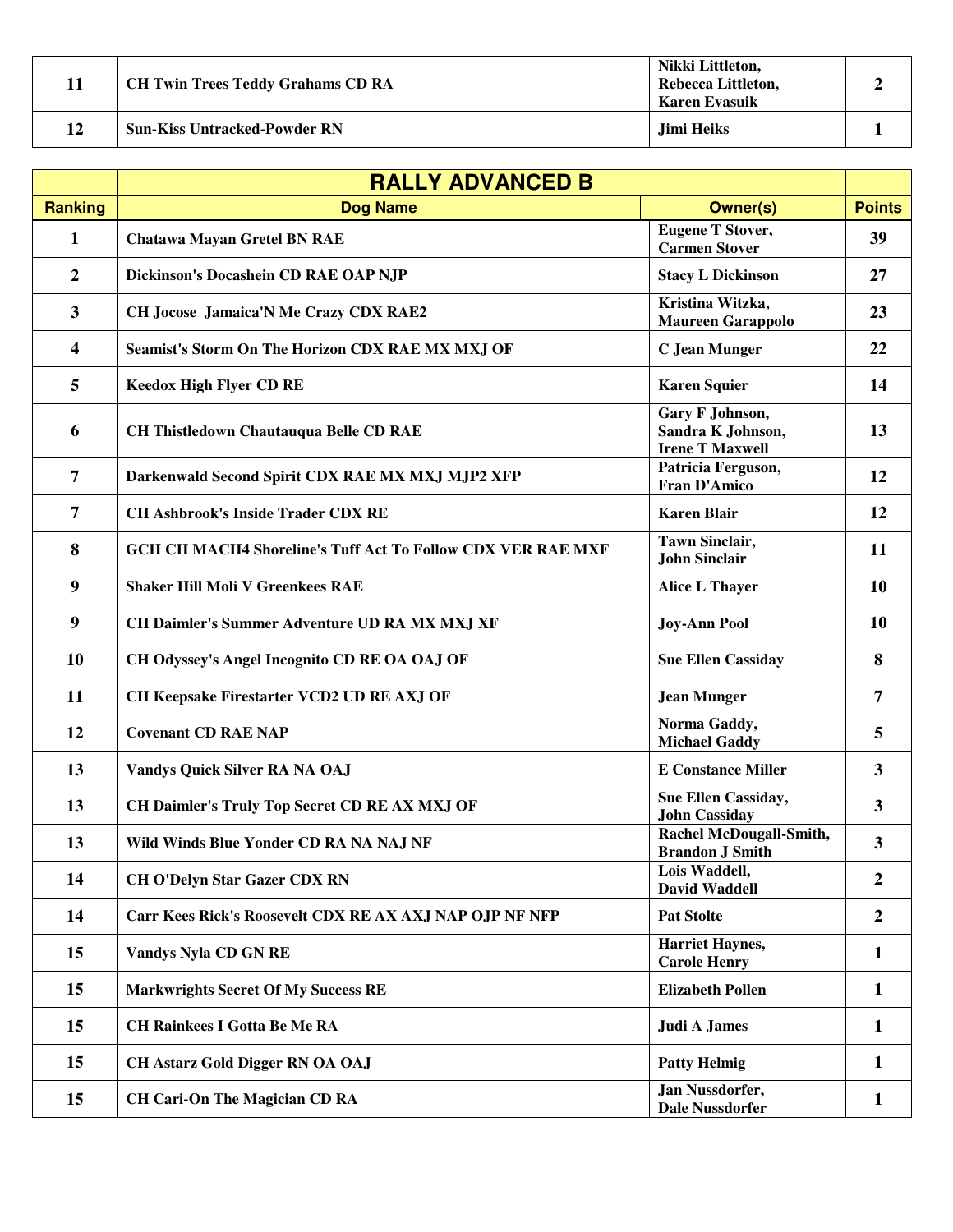| Ranking | Dog Name | Owner(s) | Points |
|---|---|---|---|
| 11 | CH Twin Trees Teddy Grahams CD RA | Nikki Littleton, Rebecca Littleton, Karen Evasuik | 2 |
| 12 | Sun-Kiss Untracked-Powder RN | Jimi Heiks | 1 |

## RALLY ADVANCED B

| Ranking | Dog Name | Owner(s) | Points |
|---|---|---|---|
| 1 | Chatawa Mayan Gretel BN RAE | Eugene T Stover, Carmen Stover | 39 |
| 2 | Dickinson's Docashein CD RAE OAP NJP | Stacy L Dickinson | 27 |
| 3 | CH Jocose Jamaica'N Me Crazy CDX RAE2 | Kristina Witzka, Maureen Garappolo | 23 |
| 4 | Seamist's Storm On The Horizon CDX RAE MX MXJ OF | C Jean Munger | 22 |
| 5 | Keedox High Flyer CD RE | Karen Squier | 14 |
| 6 | CH Thistledown Chautauqua Belle CD RAE | Gary F Johnson, Sandra K Johnson, Irene T Maxwell | 13 |
| 7 | Darkenwald Second Spirit CDX RAE MX MXJ MJP2 XFP | Patricia Ferguson, Fran D'Amico | 12 |
| 7 | CH Ashbrook's Inside Trader CDX RE | Karen Blair | 12 |
| 8 | GCH CH MACH4 Shoreline's Tuff Act To Follow CDX VER RAE MXF | Tawn Sinclair, John Sinclair | 11 |
| 9 | Shaker Hill Moli V Greenkees RAE | Alice L Thayer | 10 |
| 9 | CH Daimler's Summer Adventure UD RA MX MXJ XF | Joy-Ann Pool | 10 |
| 10 | CH Odyssey's Angel Incognito CD RE OA OAJ OF | Sue Ellen Cassiday | 8 |
| 11 | CH Keepsake Firestarter VCD2 UD RE AXJ OF | Jean Munger | 7 |
| 12 | Covenant CD RAE NAP | Norma Gaddy, Michael Gaddy | 5 |
| 13 | Vandys Quick Silver RA NA OAJ | E Constance Miller | 3 |
| 13 | CH Daimler's Truly Top Secret CD RE AX MXJ OF | Sue Ellen Cassiday, John Cassiday | 3 |
| 13 | Wild Winds Blue Yonder CD RA NA NAJ NF | Rachel McDougall-Smith, Brandon J Smith | 3 |
| 14 | CH O'Delyn Star Gazer CDX RN | Lois Waddell, David Waddell | 2 |
| 14 | Carr Kees Rick's Roosevelt CDX RE AX AXJ NAP OJP NF NFP | Pat Stolte | 2 |
| 15 | Vandys Nyla CD GN RE | Harriet Haynes, Carole Henry | 1 |
| 15 | Markwrights Secret Of My Success RE | Elizabeth Pollen | 1 |
| 15 | CH Rainkees I Gotta Be Me RA | Judi A James | 1 |
| 15 | CH Astarz Gold Digger RN OA OAJ | Patty Helmig | 1 |
| 15 | CH Cari-On The Magician CD RA | Jan Nussdorfer, Dale Nussdorfer | 1 |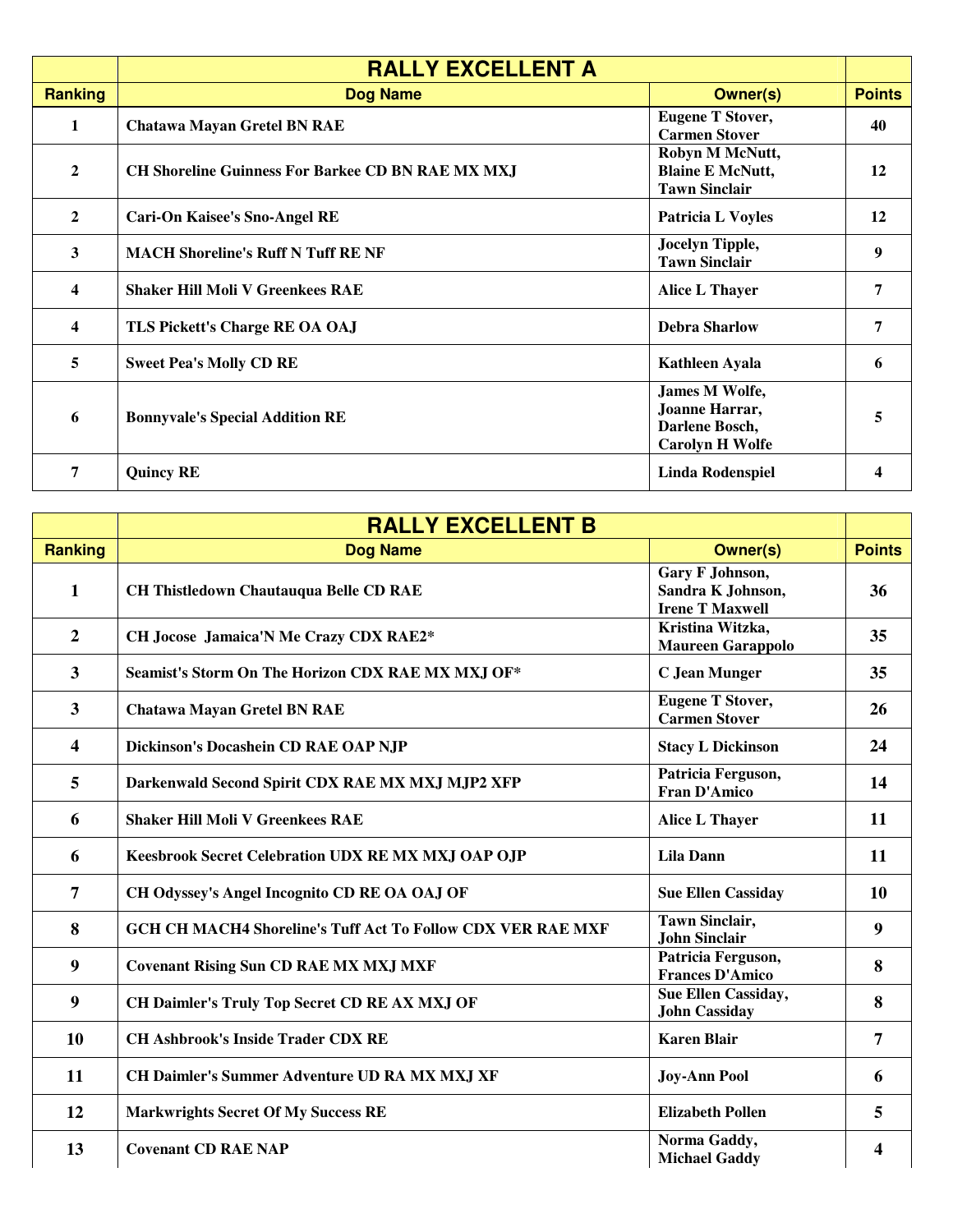| Ranking | RALLY EXCELLENT A<br>Dog Name | Owner(s) | Points |
|---|---|---|---|
| 1 | Chatawa Mayan Gretel BN RAE | Eugene T Stover, Carmen Stover | 40 |
| 2 | CH Shoreline Guinness For Barkee CD BN RAE MX MXJ | Robyn M McNutt, Blaine E McNutt, Tawn Sinclair | 12 |
| 2 | Cari-On Kaisee's Sno-Angel RE | Patricia L Voyles | 12 |
| 3 | MACH Shoreline's Ruff N Tuff RE NF | Jocelyn Tipple, Tawn Sinclair | 9 |
| 4 | Shaker Hill Moli V Greenkees RAE | Alice L Thayer | 7 |
| 4 | TLS Pickett's Charge RE OA OAJ | Debra Sharlow | 7 |
| 5 | Sweet Pea's Molly CD RE | Kathleen Ayala | 6 |
| 6 | Bonnyvale's Special Addition RE | James M Wolfe, Joanne Harrar, Darlene Bosch, Carolyn H Wolfe | 5 |
| 7 | Quincy RE | Linda Rodenspiel | 4 |

| Ranking | RALLY EXCELLENT B<br>Dog Name | Owner(s) | Points |
|---|---|---|---|
| 1 | CH Thistledown Chautauqua Belle CD RAE | Gary F Johnson, Sandra K Johnson, Irene T Maxwell | 36 |
| 2 | CH Jocose Jamaica'N Me Crazy CDX RAE2* | Kristina Witzka, Maureen Garappolo | 35 |
| 3 | Seamist's Storm On The Horizon CDX RAE MX MXJ OF* | C Jean Munger | 35 |
| 3 | Chatawa Mayan Gretel BN RAE | Eugene T Stover, Carmen Stover | 26 |
| 4 | Dickinson's Docashein CD RAE OAP NJP | Stacy L Dickinson | 24 |
| 5 | Darkenwald Second Spirit CDX RAE MX MXJ MJP2 XFP | Patricia Ferguson, Fran D'Amico | 14 |
| 6 | Shaker Hill Moli V Greenkees RAE | Alice L Thayer | 11 |
| 6 | Keesbrook Secret Celebration UDX RE MX MXJ OAP OJP | Lila Dann | 11 |
| 7 | CH Odyssey's Angel Incognito CD RE OA OAJ OF | Sue Ellen Cassiday | 10 |
| 8 | GCH CH MACH4 Shoreline's Tuff Act To Follow CDX VER RAE MXF | Tawn Sinclair, John Sinclair | 9 |
| 9 | Covenant Rising Sun CD RAE MX MXJ MXF | Patricia Ferguson, Frances D'Amico | 8 |
| 9 | CH Daimler's Truly Top Secret CD RE AX MXJ OF | Sue Ellen Cassiday, John Cassiday | 8 |
| 10 | CH Ashbrook's Inside Trader CDX RE | Karen Blair | 7 |
| 11 | CH Daimler's Summer Adventure UD RA MX MXJ XF | Joy-Ann Pool | 6 |
| 12 | Markwrights Secret Of My Success RE | Elizabeth Pollen | 5 |
| 13 | Covenant CD RAE NAP | Norma Gaddy, Michael Gaddy | 4 |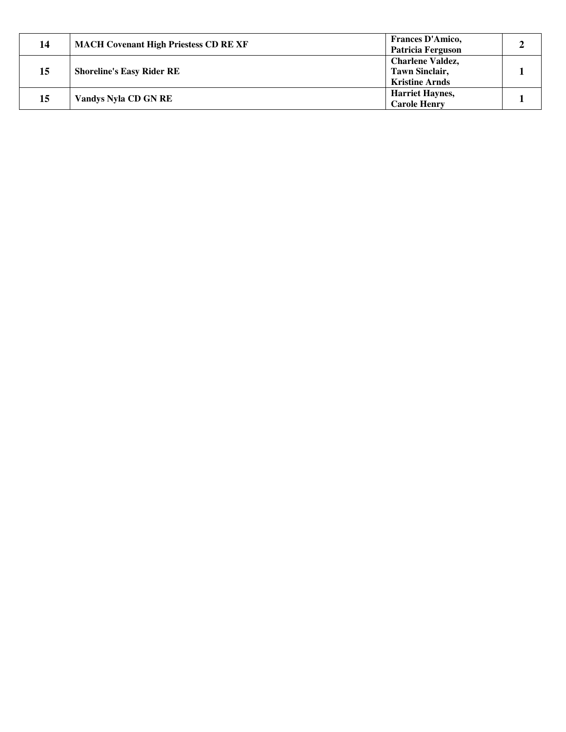| | | | |
|---|---|---|---|
| **14** | **MACH Covenant High Priestess CD RE XF** | **Frances D'Amico, Patricia Ferguson** | **2** |
| **15** | **Shoreline's Easy Rider RE** | **Charlene Valdez, Tawn Sinclair, Kristine Arnds** | **1** |
| **15** | **Vandys Nyla CD GN RE** | **Harriet Haynes, Carole Henry** | **1** |